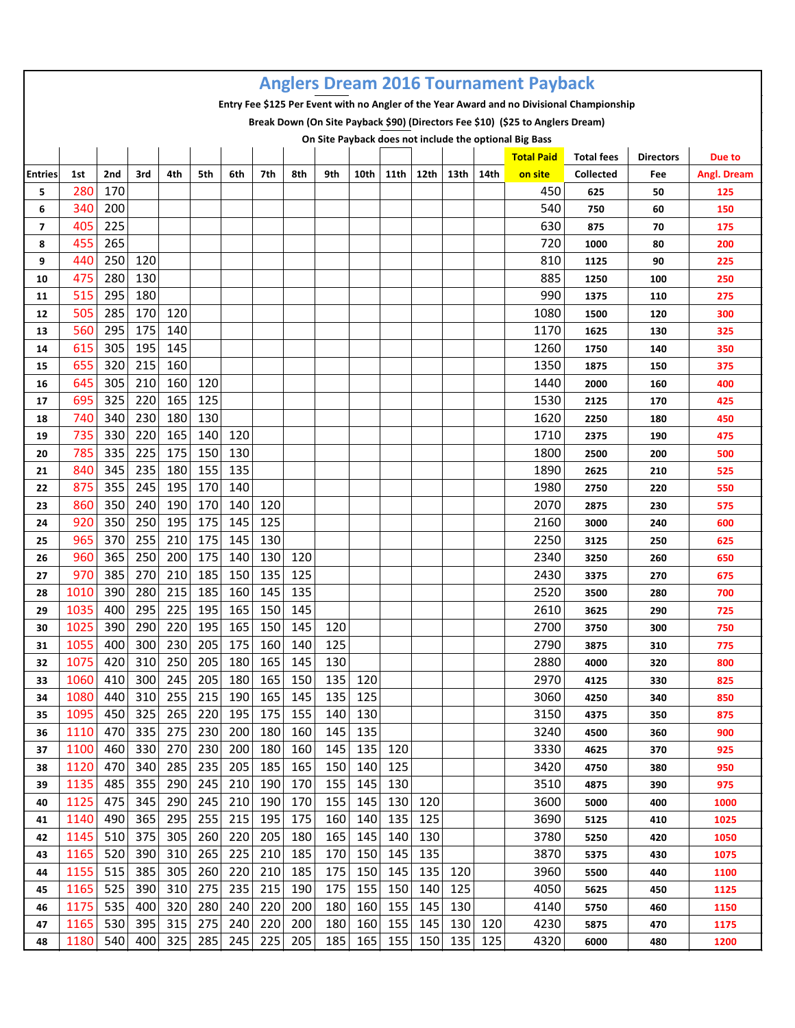# Anglers Dream 2016 Tournament Payback

**Entry Fee $125 Per Event with no Angler of the Year Award and no Divisional Championship**

**Break Down (On Site Payback $90) (Directors Fee $10) ($25 to Anglers Dream)**

**On Site Payback does not include the optional Big Bass**

| Entries | 1st | 2nd | 3rd | 4th | 5th | 6th | 7th | 8th | 9th | 10th | 11th | 12th | 13th | 14th | Total Paid on site | Total fees Collected | Directors Fee | Due to Angl. Dream |
|---|---|---|---|---|---|---|---|---|---|---|---|---|---|---|---|---|---|---|
| 5 | 280 | 170 | | | | | | | | | | | | | 450 | 625 | 50 | 125 |
| 6 | 340 | 200 | | | | | | | | | | | | | 540 | 750 | 60 | 150 |
| 7 | 405 | 225 | | | | | | | | | | | | | 630 | 875 | 70 | 175 |
| 8 | 455 | 265 | | | | | | | | | | | | | 720 | 1000 | 80 | 200 |
| 9 | 440 | 250 | 120 | | | | | | | | | | | | 810 | 1125 | 90 | 225 |
| 10 | 475 | 280 | 130 | | | | | | | | | | | | 885 | 1250 | 100 | 250 |
| 11 | 515 | 295 | 180 | | | | | | | | | | | | 990 | 1375 | 110 | 275 |
| 12 | 505 | 285 | 170 | 120 | | | | | | | | | | | 1080 | 1500 | 120 | 300 |
| 13 | 560 | 295 | 175 | 140 | | | | | | | | | | | 1170 | 1625 | 130 | 325 |
| 14 | 615 | 305 | 195 | 145 | | | | | | | | | | | 1260 | 1750 | 140 | 350 |
| 15 | 655 | 320 | 215 | 160 | | | | | | | | | | | 1350 | 1875 | 150 | 375 |
| 16 | 645 | 305 | 210 | 160 | 120 | | | | | | | | | | 1440 | 2000 | 160 | 400 |
| 17 | 695 | 325 | 220 | 165 | 125 | | | | | | | | | | 1530 | 2125 | 170 | 425 |
| 18 | 740 | 340 | 230 | 180 | 130 | | | | | | | | | | 1620 | 2250 | 180 | 450 |
| 19 | 735 | 330 | 220 | 165 | 140 | 120 | | | | | | | | | 1710 | 2375 | 190 | 475 |
| 20 | 785 | 335 | 225 | 175 | 150 | 130 | | | | | | | | | 1800 | 2500 | 200 | 500 |
| 21 | 840 | 345 | 235 | 180 | 155 | 135 | | | | | | | | | 1890 | 2625 | 210 | 525 |
| 22 | 875 | 355 | 245 | 195 | 170 | 140 | | | | | | | | | 1980 | 2750 | 220 | 550 |
| 23 | 860 | 350 | 240 | 190 | 170 | 140 | 120 | | | | | | | | 2070 | 2875 | 230 | 575 |
| 24 | 920 | 350 | 250 | 195 | 175 | 145 | 125 | | | | | | | | 2160 | 3000 | 240 | 600 |
| 25 | 965 | 370 | 255 | 210 | 175 | 145 | 130 | | | | | | | | 2250 | 3125 | 250 | 625 |
| 26 | 960 | 365 | 250 | 200 | 175 | 140 | 130 | 120 | | | | | | | 2340 | 3250 | 260 | 650 |
| 27 | 970 | 385 | 270 | 210 | 185 | 150 | 135 | 125 | | | | | | | 2430 | 3375 | 270 | 675 |
| 28 | 1010 | 390 | 280 | 215 | 185 | 160 | 145 | 135 | | | | | | | 2520 | 3500 | 280 | 700 |
| 29 | 1035 | 400 | 295 | 225 | 195 | 165 | 150 | 145 | | | | | | | 2610 | 3625 | 290 | 725 |
| 30 | 1025 | 390 | 290 | 220 | 195 | 165 | 150 | 145 | 120 | | | | | | 2700 | 3750 | 300 | 750 |
| 31 | 1055 | 400 | 300 | 230 | 205 | 175 | 160 | 140 | 125 | | | | | | 2790 | 3875 | 310 | 775 |
| 32 | 1075 | 420 | 310 | 250 | 205 | 180 | 165 | 145 | 130 | | | | | | 2880 | 4000 | 320 | 800 |
| 33 | 1060 | 410 | 300 | 245 | 205 | 180 | 165 | 150 | 135 | 120 | | | | | 2970 | 4125 | 330 | 825 |
| 34 | 1080 | 440 | 310 | 255 | 215 | 190 | 165 | 145 | 135 | 125 | | | | | 3060 | 4250 | 340 | 850 |
| 35 | 1095 | 450 | 325 | 265 | 220 | 195 | 175 | 155 | 140 | 130 | | | | | 3150 | 4375 | 350 | 875 |
| 36 | 1110 | 470 | 335 | 275 | 230 | 200 | 180 | 160 | 145 | 135 | | | | | 3240 | 4500 | 360 | 900 |
| 37 | 1100 | 460 | 330 | 270 | 230 | 200 | 180 | 160 | 145 | 135 | 120 | | | | 3330 | 4625 | 370 | 925 |
| 38 | 1120 | 470 | 340 | 285 | 235 | 205 | 185 | 165 | 150 | 140 | 125 | | | | 3420 | 4750 | 380 | 950 |
| 39 | 1135 | 485 | 355 | 290 | 245 | 210 | 190 | 170 | 155 | 145 | 130 | | | | 3510 | 4875 | 390 | 975 |
| 40 | 1125 | 475 | 345 | 290 | 245 | 210 | 190 | 170 | 155 | 145 | 130 | 120 | | | 3600 | 5000 | 400 | 1000 |
| 41 | 1140 | 490 | 365 | 295 | 255 | 215 | 195 | 175 | 160 | 140 | 135 | 125 | | | 3690 | 5125 | 410 | 1025 |
| 42 | 1145 | 510 | 375 | 305 | 260 | 220 | 205 | 180 | 165 | 145 | 140 | 130 | | | 3780 | 5250 | 420 | 1050 |
| 43 | 1165 | 520 | 390 | 310 | 265 | 225 | 210 | 185 | 170 | 150 | 145 | 135 | | | 3870 | 5375 | 430 | 1075 |
| 44 | 1155 | 515 | 385 | 305 | 260 | 220 | 210 | 185 | 175 | 150 | 145 | 135 | 120 | | 3960 | 5500 | 440 | 1100 |
| 45 | 1165 | 525 | 390 | 310 | 275 | 235 | 215 | 190 | 175 | 155 | 150 | 140 | 125 | | 4050 | 5625 | 450 | 1125 |
| 46 | 1175 | 535 | 400 | 320 | 280 | 240 | 220 | 200 | 180 | 160 | 155 | 145 | 130 | | 4140 | 5750 | 460 | 1150 |
| 47 | 1165 | 530 | 395 | 315 | 275 | 240 | 220 | 200 | 180 | 160 | 155 | 145 | 130 | 120 | 4230 | 5875 | 470 | 1175 |
| 48 | 1180 | 540 | 400 | 325 | 285 | 245 | 225 | 205 | 185 | 165 | 155 | 150 | 135 | 125 | 4320 | 6000 | 480 | 1200 |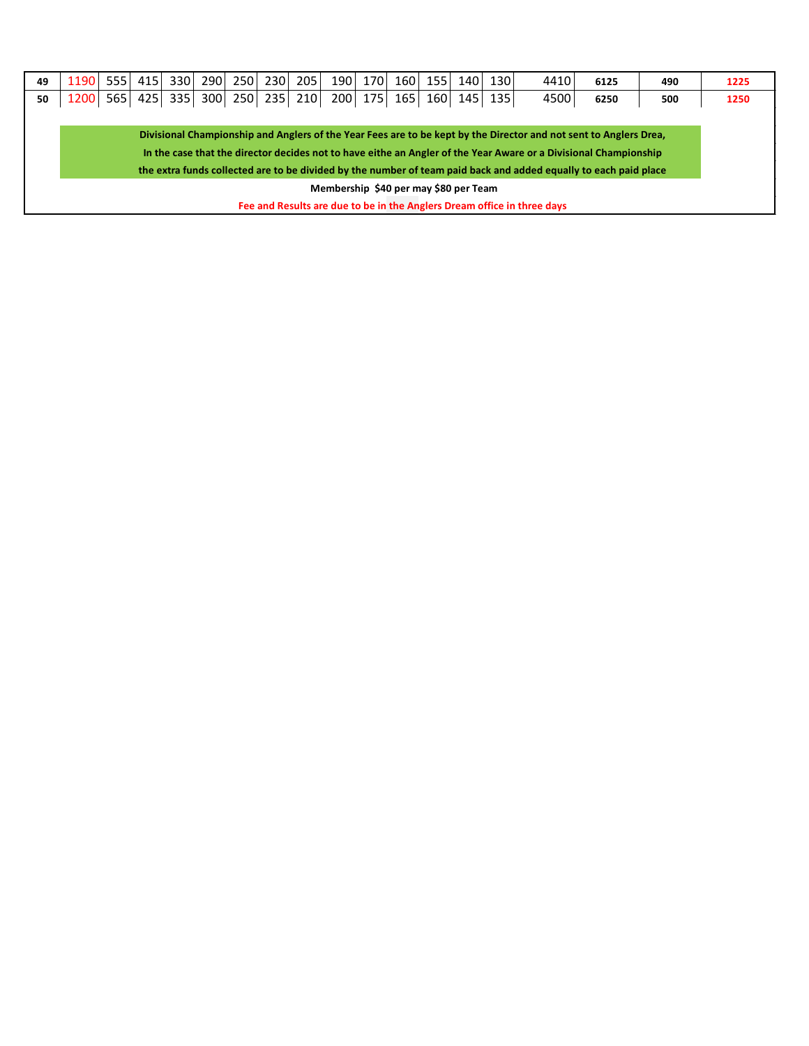| | | | | | | | | | | | | | | | | | | |
|---|---|---|---|---|---|---|---|---|---|---|---|---|---|---|---|---|---|---|
| 49 | 1190 | 555 | 415 | 330 | 290 | 250 | 230 | 205 | 190 | 170 | 160 | 155 | 140 | 130 | 4410 | 6125 | 490 | 1225 |
| 50 | 1200 | 565 | 425 | 335 | 300 | 250 | 235 | 210 | 200 | 175 | 165 | 160 | 145 | 135 | 4500 | 6250 | 500 | 1250 |

**Divisional Championship and Anglers of the Year Fees are to be kept by the Director and not sent to Anglers Drea,**
**In the case that the director decides not to have eithe an Angler of the Year Aware or a Divisional Championship**
**the extra funds collected are to be divided by the number of team paid back and added equally to each paid place**

**Membership $40 per may $80 per Team**

**Fee and Results are due to be in the Anglers Dream office in three days**